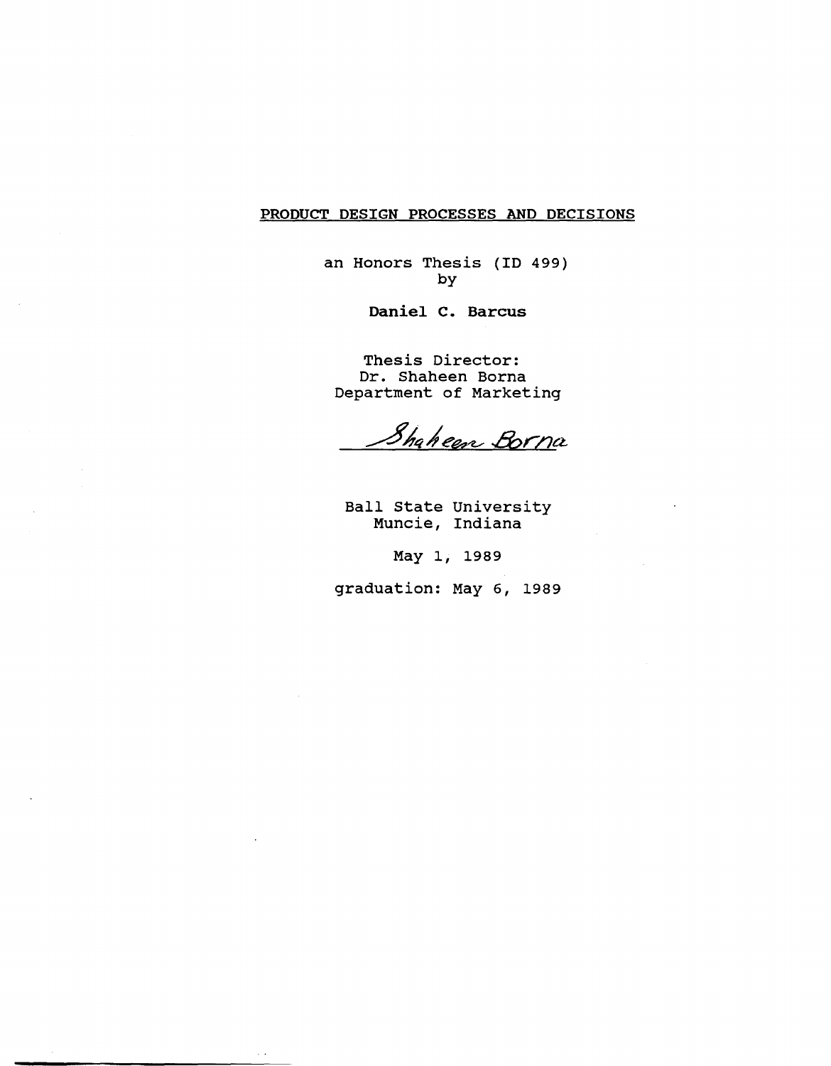# PRODUCT DESIGN PROCESSES AND DECISIONS

an Honors Thesis (ID 499)
by

**Daniel C. Barcus**

Thesis Director:
Dr. Shaheen Borna
Department of Marketing

Shaheen Borna

Ball State University
Muncie, Indiana

May 1, 1989

graduation: May 6, 1989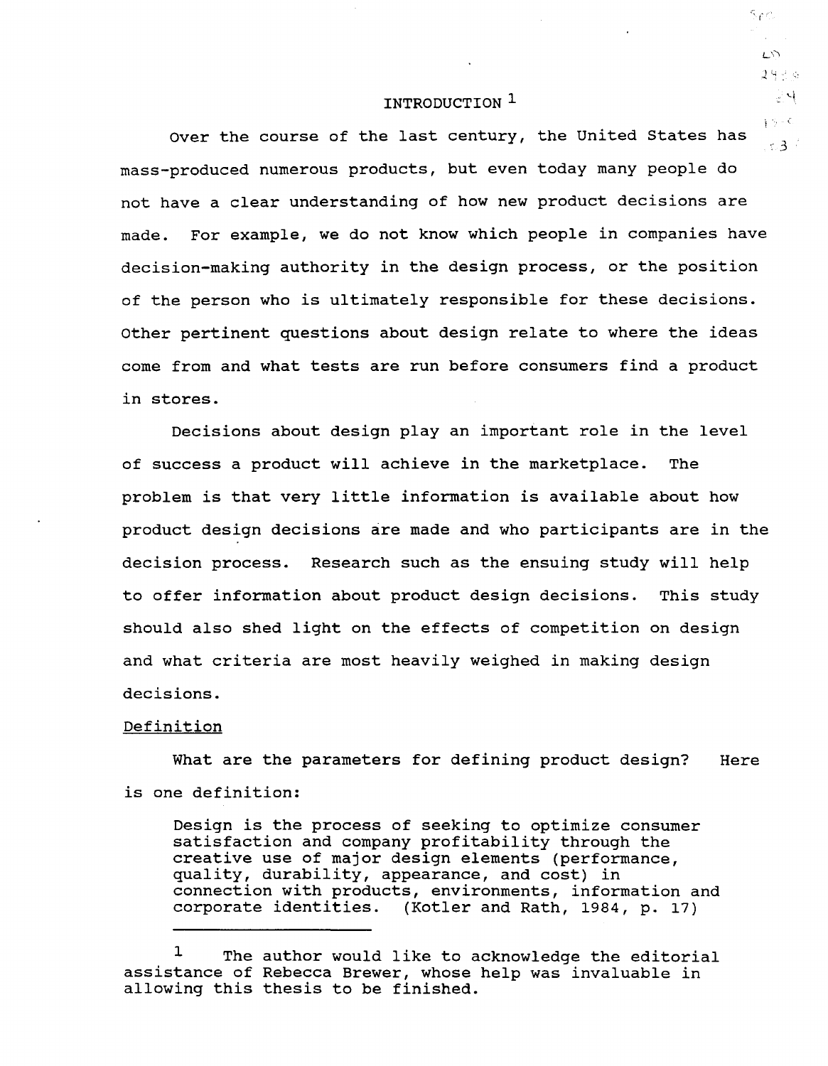# INTRODUCTION [1]

Over the course of the last century, the United States has mass-produced numerous products, but even today many people do not have a clear understanding of how new product decisions are made. For example, we do not know which people in companies have decision-making authority in the design process, or the position of the person who is ultimately responsible for these decisions. Other pertinent questions about design relate to where the ideas come from and what tests are run before consumers find a product in stores.

Decisions about design play an important role in the level of success a product will achieve in the marketplace. The problem is that very little information is available about how product design decisions are made and who participants are in the decision process. Research such as the ensuing study will help to offer information about product design decisions. This study should also shed light on the effects of competition on design and what criteria are most heavily weighed in making design decisions.

## Definition

What are the parameters for defining product design? Here is one definition:

> Design is the process of seeking to optimize consumer satisfaction and company profitability through the creative use of major design elements (performance, quality, durability, appearance, and cost) in connection with products, environments, information and corporate identities. (Kotler and Rath, 1984, p. 17)

---

[1] The author would like to acknowledge the editorial assistance of Rebecca Brewer, whose help was invaluable in allowing this thesis to be finished.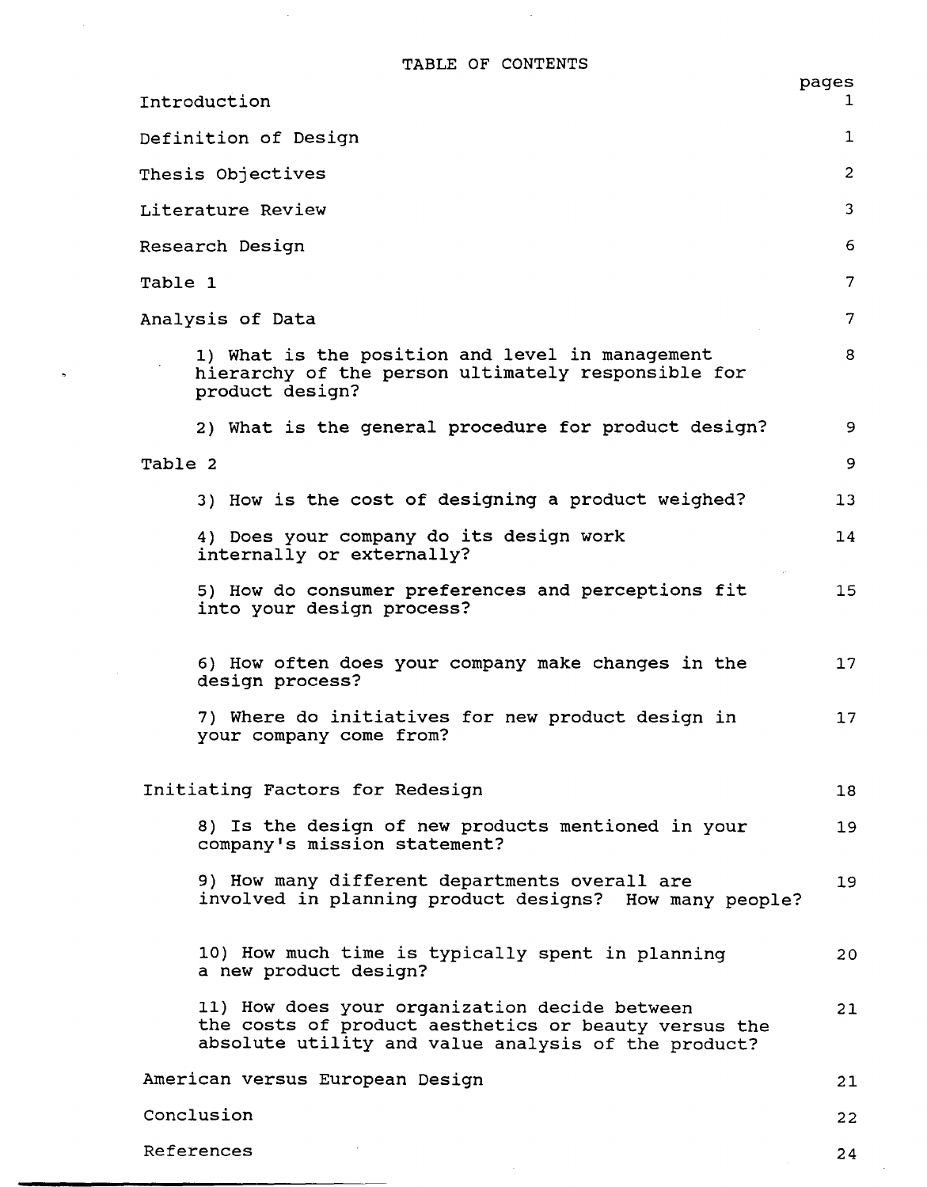# TABLE OF CONTENTS

| | pages |
|---|---|
| Introduction | 1 |
| Definition of Design | 1 |
| Thesis Objectives | 2 |
| Literature Review | 3 |
| Research Design | 6 |
| Table 1 | 7 |
| Analysis of Data | 7 |
| 1) What is the position and level in management hierarchy of the person ultimately responsible for product design? | 8 |
| 2) What is the general procedure for product design? | 9 |
| Table 2 | 9 |
| 3) How is the cost of designing a product weighed? | 13 |
| 4) Does your company do its design work internally or externally? | 14 |
| 5) How do consumer preferences and perceptions fit into your design process? | 15 |
| 6) How often does your company make changes in the design process? | 17 |
| 7) Where do initiatives for new product design in your company come from? | 17 |
| Initiating Factors for Redesign | 18 |
| 8) Is the design of new products mentioned in your company's mission statement? | 19 |
| 9) How many different departments overall are involved in planning product designs? How many people? | 19 |
| 10) How much time is typically spent in planning a new product design? | 20 |
| 11) How does your organization decide between the costs of product aesthetics or beauty versus the absolute utility and value analysis of the product? | 21 |
| American versus European Design | 21 |
| Conclusion | 22 |
| References | 24 |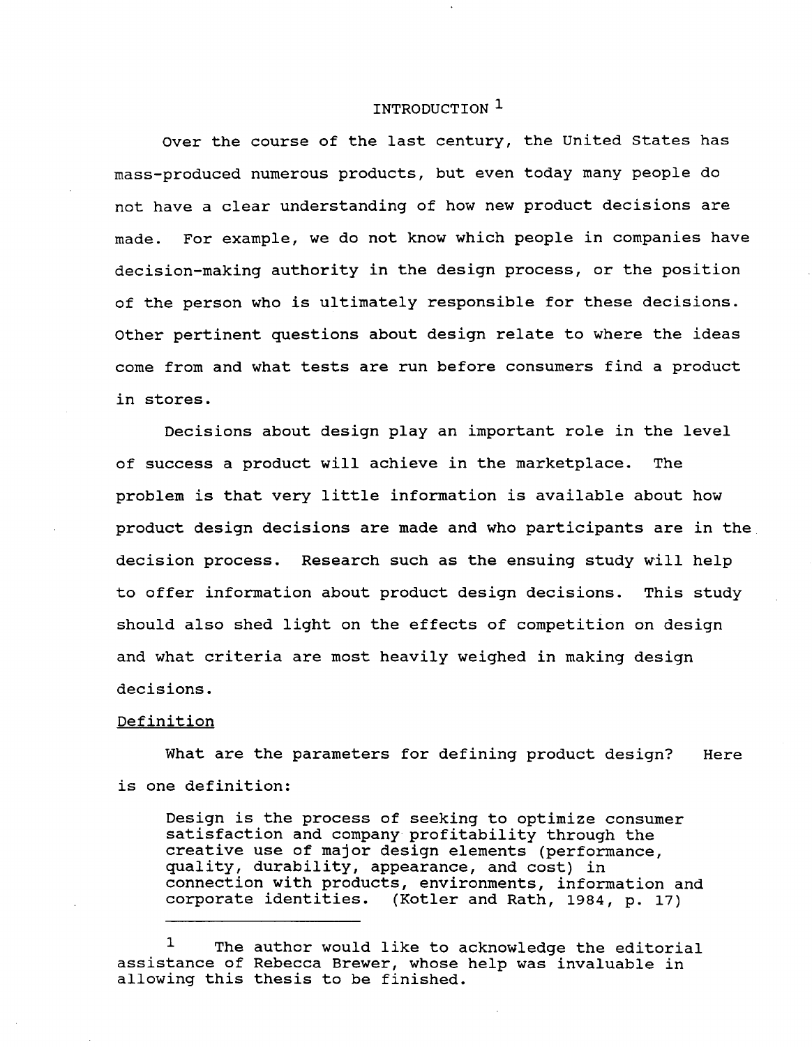# INTRODUCTION [1]

Over the course of the last century, the United States has mass-produced numerous products, but even today many people do not have a clear understanding of how new product decisions are made. For example, we do not know which people in companies have decision-making authority in the design process, or the position of the person who is ultimately responsible for these decisions. Other pertinent questions about design relate to where the ideas come from and what tests are run before consumers find a product in stores.

Decisions about design play an important role in the level of success a product will achieve in the marketplace. The problem is that very little information is available about how product design decisions are made and who participants are in the decision process. Research such as the ensuing study will help to offer information about product design decisions. This study should also shed light on the effects of competition on design and what criteria are most heavily weighed in making design decisions.

## Definition

What are the parameters for defining product design? Here is one definition:

> Design is the process of seeking to optimize consumer satisfaction and company profitability through the creative use of major design elements (performance, quality, durability, appearance, and cost) in connection with products, environments, information and corporate identities. (Kotler and Rath, 1984, p. 17)

---

[1] The author would like to acknowledge the editorial assistance of Rebecca Brewer, whose help was invaluable in allowing this thesis to be finished.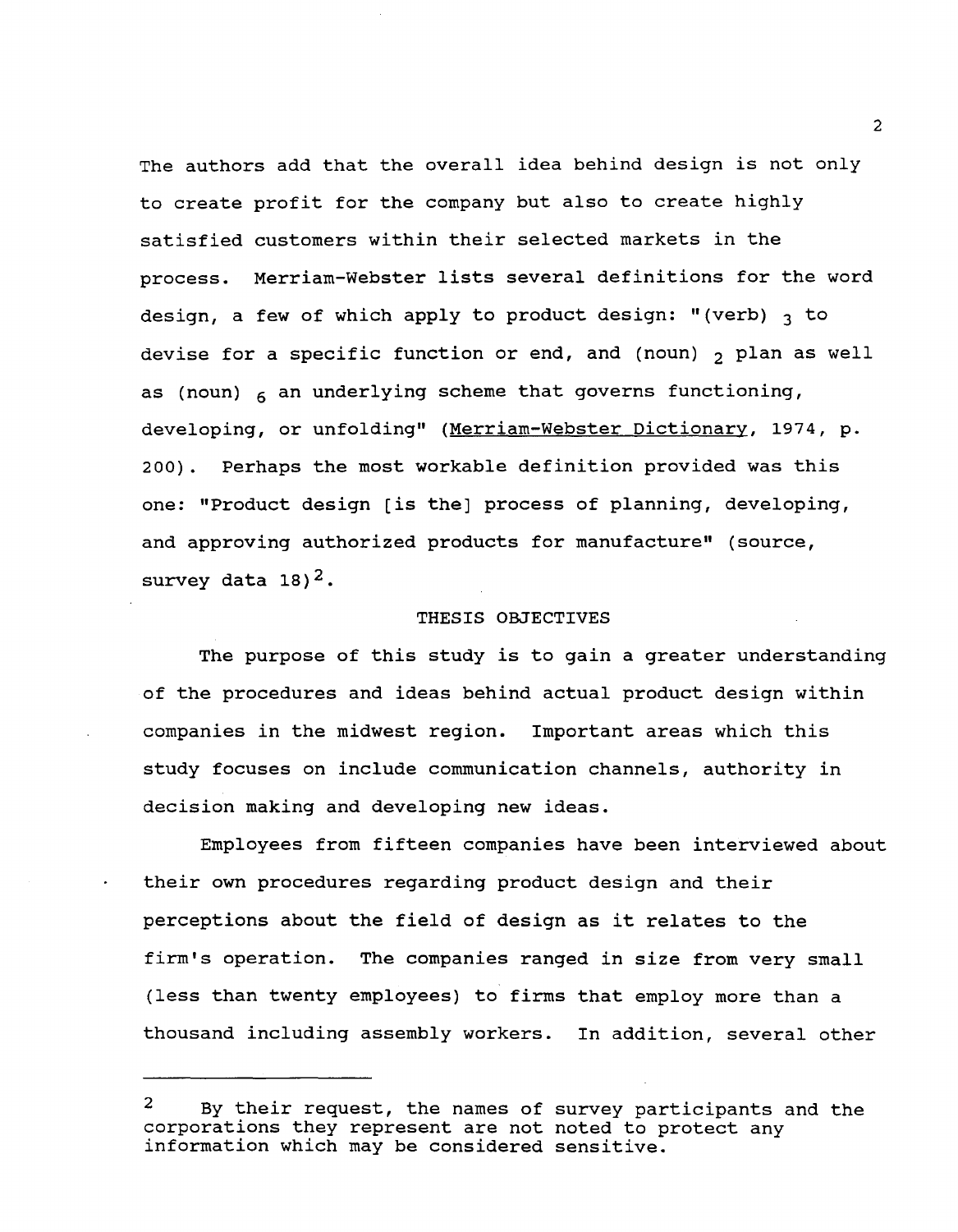The authors add that the overall idea behind design is not only to create profit for the company but also to create highly satisfied customers within their selected markets in the process. Merriam-Webster lists several definitions for the word design, a few of which apply to product design: "(verb) $_3$ to devise for a specific function or end, and (noun) $_2$ plan as well as (noun) $_6$ an underlying scheme that governs functioning, developing, or unfolding" (Merriam-Webster Dictionary, 1974, p. 200). Perhaps the most workable definition provided was this one: "Product design [is the] process of planning, developing, and approving authorized products for manufacture" (source, survey data 18)[2].

## THESIS OBJECTIVES

The purpose of this study is to gain a greater understanding of the procedures and ideas behind actual product design within companies in the midwest region. Important areas which this study focuses on include communication channels, authority in decision making and developing new ideas.

Employees from fifteen companies have been interviewed about their own procedures regarding product design and their perceptions about the field of design as it relates to the firm's operation. The companies ranged in size from very small (less than twenty employees) to firms that employ more than a thousand including assembly workers. In addition, several other

---

[2] By their request, the names of survey participants and the corporations they represent are not noted to protect any information which may be considered sensitive.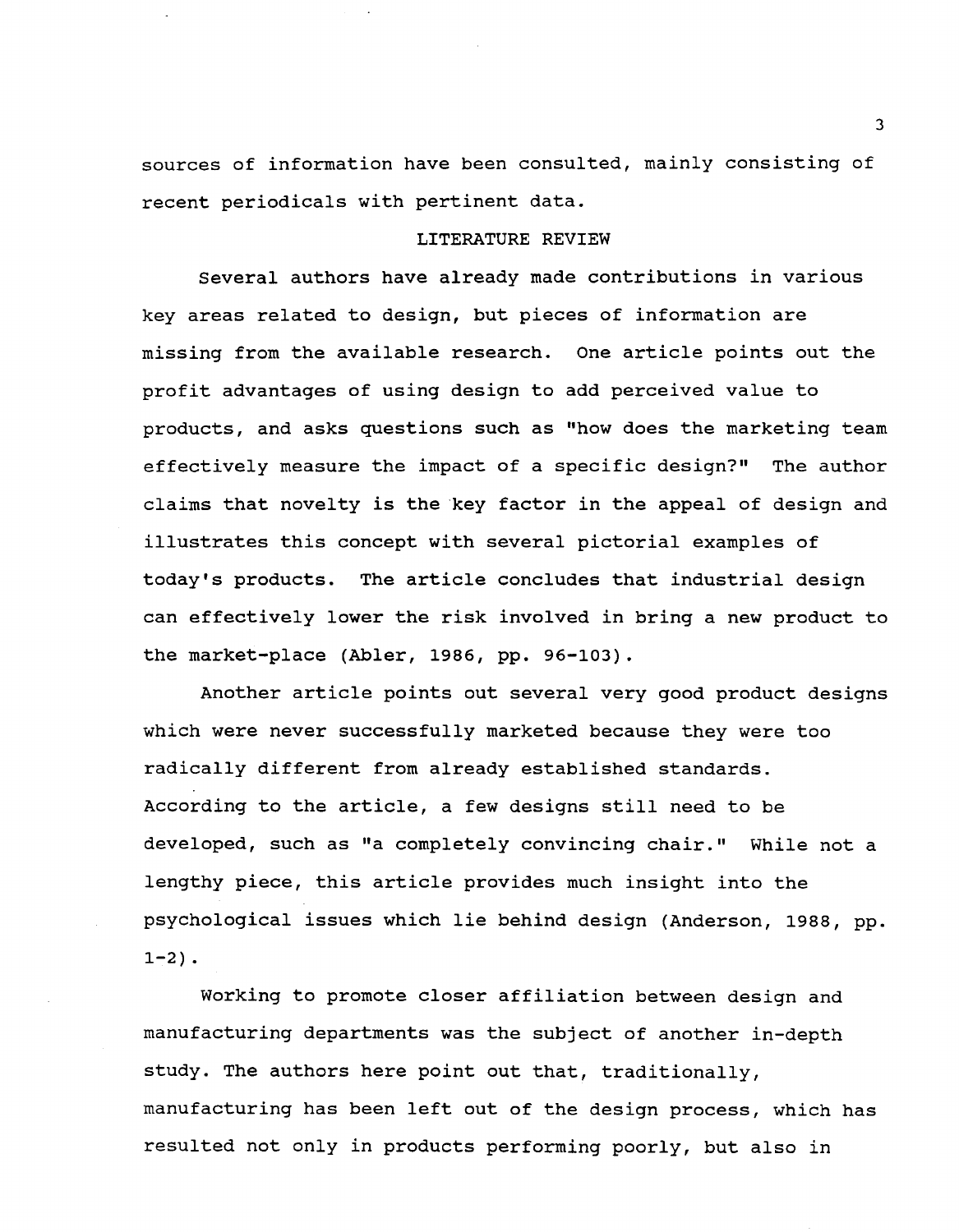sources of information have been consulted, mainly consisting of recent periodicals with pertinent data.

## LITERATURE REVIEW

Several authors have already made contributions in various key areas related to design, but pieces of information are missing from the available research. One article points out the profit advantages of using design to add perceived value to products, and asks questions such as "how does the marketing team effectively measure the impact of a specific design?" The author claims that novelty is the key factor in the appeal of design and illustrates this concept with several pictorial examples of today's products. The article concludes that industrial design can effectively lower the risk involved in bring a new product to the market-place (Abler, 1986, pp. 96-103).

Another article points out several very good product designs which were never successfully marketed because they were too radically different from already established standards. According to the article, a few designs still need to be developed, such as "a completely convincing chair." While not a lengthy piece, this article provides much insight into the psychological issues which lie behind design (Anderson, 1988, pp. 1-2).

Working to promote closer affiliation between design and manufacturing departments was the subject of another in-depth study. The authors here point out that, traditionally, manufacturing has been left out of the design process, which has resulted not only in products performing poorly, but also in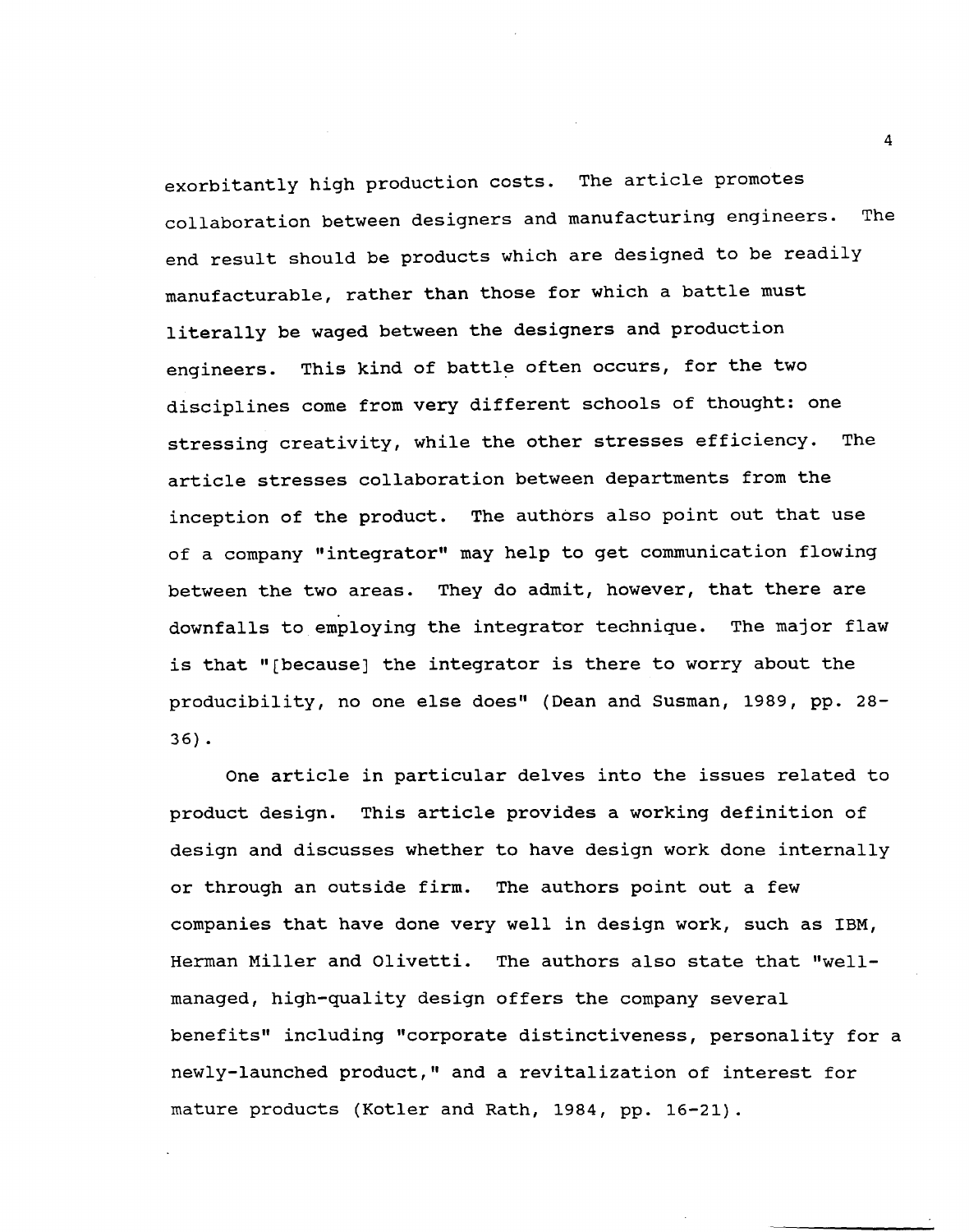exorbitantly high production costs. The article promotes collaboration between designers and manufacturing engineers. The end result should be products which are designed to be readily manufacturable, rather than those for which a battle must literally be waged between the designers and production engineers. This kind of battle often occurs, for the two disciplines come from very different schools of thought: one stressing creativity, while the other stresses efficiency. The article stresses collaboration between departments from the inception of the product. The authors also point out that use of a company "integrator" may help to get communication flowing between the two areas. They do admit, however, that there are downfalls to employing the integrator technique. The major flaw is that "[because] the integrator is there to worry about the producibility, no one else does" (Dean and Susman, 1989, pp. 28-36).

One article in particular delves into the issues related to product design. This article provides a working definition of design and discusses whether to have design work done internally or through an outside firm. The authors point out a few companies that have done very well in design work, such as IBM, Herman Miller and Olivetti. The authors also state that "well-managed, high-quality design offers the company several benefits" including "corporate distinctiveness, personality for a newly-launched product," and a revitalization of interest for mature products (Kotler and Rath, 1984, pp. 16-21).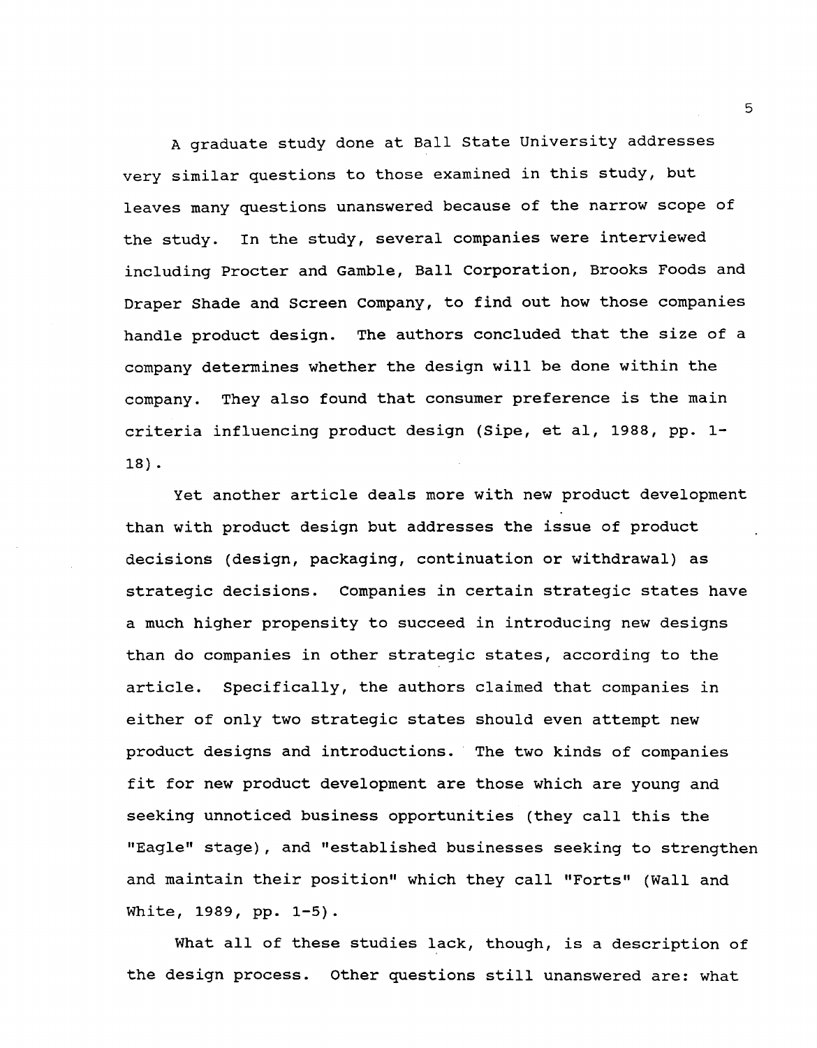A graduate study done at Ball State University addresses very similar questions to those examined in this study, but leaves many questions unanswered because of the narrow scope of the study. In the study, several companies were interviewed including Procter and Gamble, Ball Corporation, Brooks Foods and Draper Shade and Screen Company, to find out how those companies handle product design. The authors concluded that the size of a company determines whether the design will be done within the company. They also found that consumer preference is the main criteria influencing product design (Sipe, et al, 1988, pp. 1-18).

Yet another article deals more with new product development than with product design but addresses the issue of product decisions (design, packaging, continuation or withdrawal) as strategic decisions. Companies in certain strategic states have a much higher propensity to succeed in introducing new designs than do companies in other strategic states, according to the article. Specifically, the authors claimed that companies in either of only two strategic states should even attempt new product designs and introductions. The two kinds of companies fit for new product development are those which are young and seeking unnoticed business opportunities (they call this the "Eagle" stage), and "established businesses seeking to strengthen and maintain their position" which they call "Forts" (Wall and White, 1989, pp. 1-5).

What all of these studies lack, though, is a description of the design process. Other questions still unanswered are: what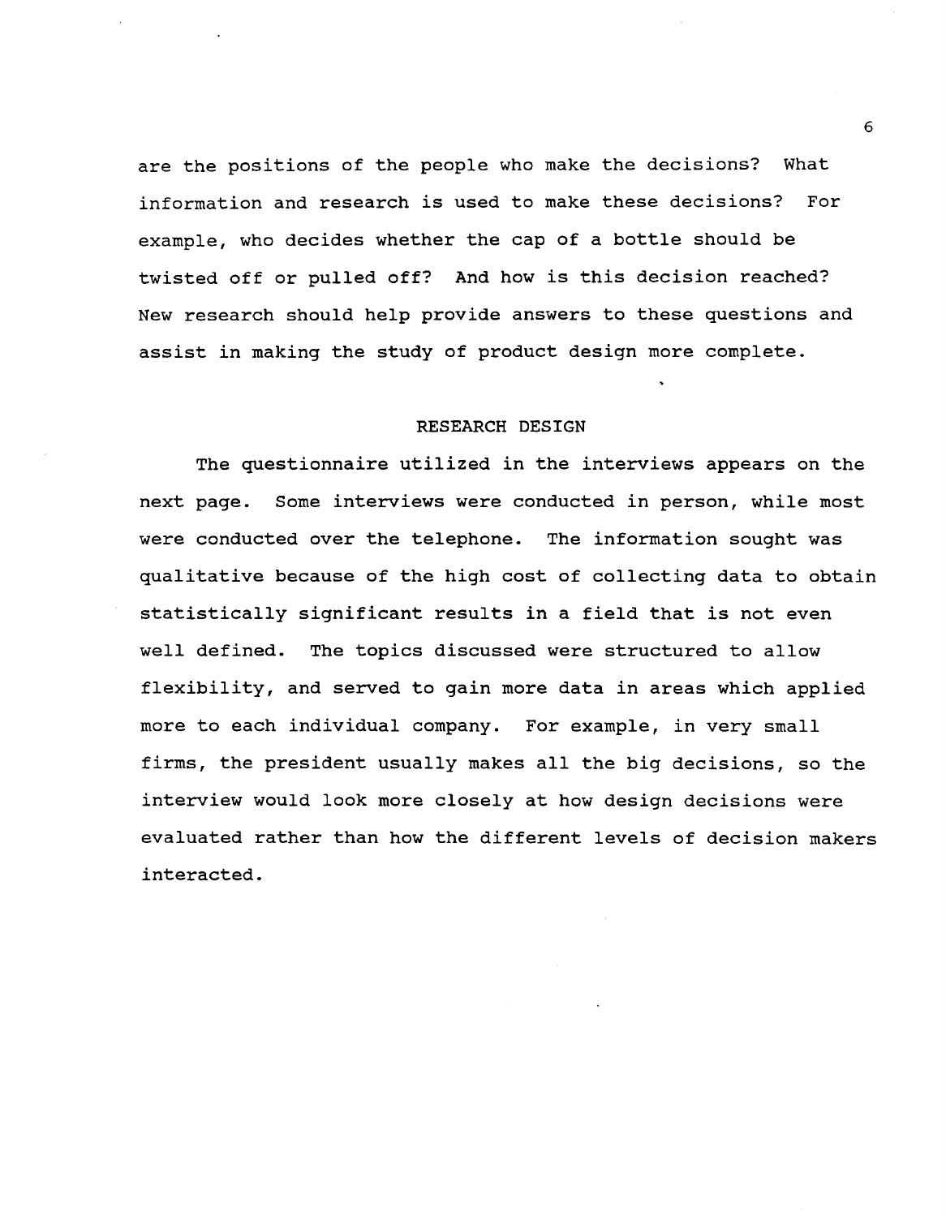are the positions of the people who make the decisions? What information and research is used to make these decisions? For example, who decides whether the cap of a bottle should be twisted off or pulled off? And how is this decision reached? New research should help provide answers to these questions and assist in making the study of product design more complete.

## RESEARCH DESIGN

The questionnaire utilized in the interviews appears on the next page. Some interviews were conducted in person, while most were conducted over the telephone. The information sought was qualitative because of the high cost of collecting data to obtain statistically significant results in a field that is not even well defined. The topics discussed were structured to allow flexibility, and served to gain more data in areas which applied more to each individual company. For example, in very small firms, the president usually makes all the big decisions, so the interview would look more closely at how design decisions were evaluated rather than how the different levels of decision makers interacted.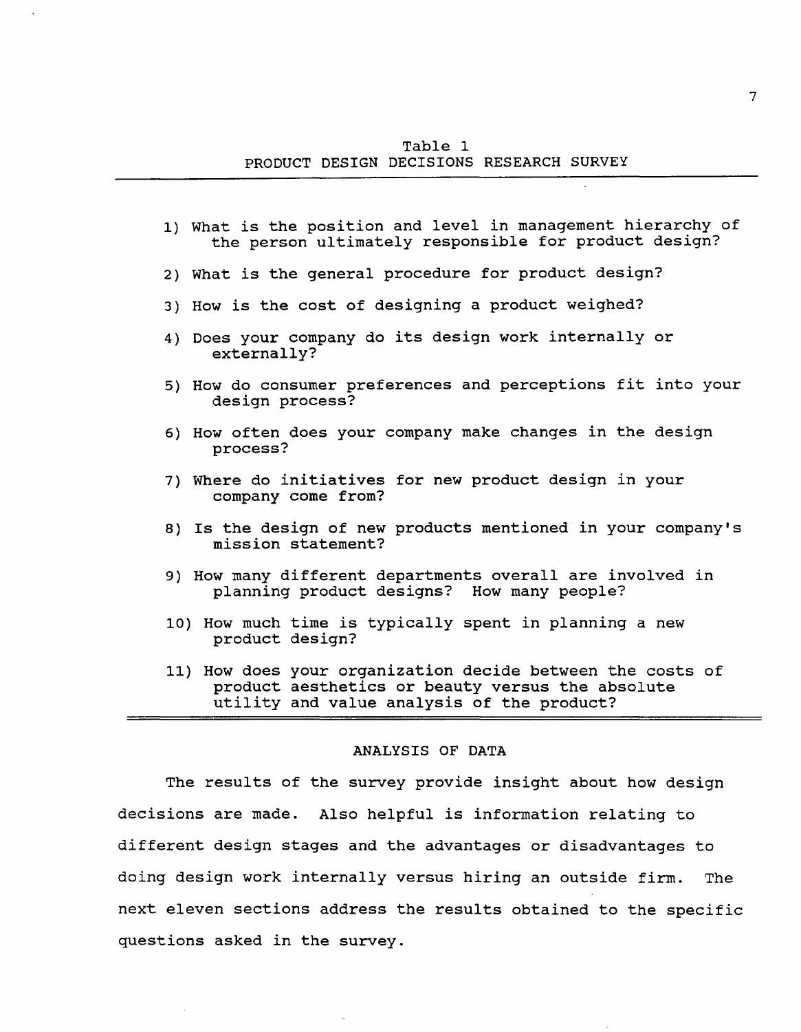Table 1

PRODUCT DESIGN DECISIONS RESEARCH SURVEY

1) What is the position and level in management hierarchy of the person ultimately responsible for product design?

2) What is the general procedure for product design?

3) How is the cost of designing a product weighed?

4) Does your company do its design work internally or externally?

5) How do consumer preferences and perceptions fit into your design process?

6) How often does your company make changes in the design process?

7) Where do initiatives for new product design in your company come from?

8) Is the design of new products mentioned in your company's mission statement?

9) How many different departments overall are involved in planning product designs? How many people?

10) How much time is typically spent in planning a new product design?

11) How does your organization decide between the costs of product aesthetics or beauty versus the absolute utility and value analysis of the product?

## ANALYSIS OF DATA

The results of the survey provide insight about how design decisions are made. Also helpful is information relating to different design stages and the advantages or disadvantages to doing design work internally versus hiring an outside firm. The next eleven sections address the results obtained to the specific questions asked in the survey.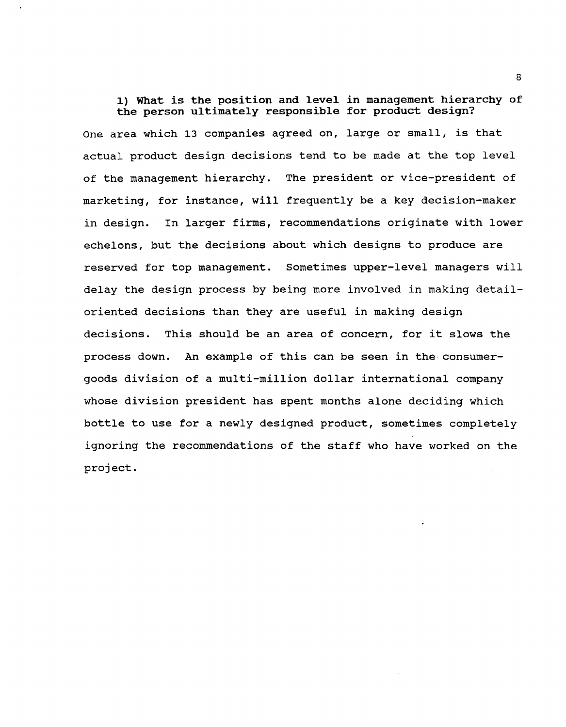**1) What is the position and level in management hierarchy of the person ultimately responsible for product design?**

One area which 13 companies agreed on, large or small, is that actual product design decisions tend to be made at the top level of the management hierarchy. The president or vice-president of marketing, for instance, will frequently be a key decision-maker in design. In larger firms, recommendations originate with lower echelons, but the decisions about which designs to produce are reserved for top management. Sometimes upper-level managers will delay the design process by being more involved in making detail-oriented decisions than they are useful in making design decisions. This should be an area of concern, for it slows the process down. An example of this can be seen in the consumer-goods division of a multi-million dollar international company whose division president has spent months alone deciding which bottle to use for a newly designed product, sometimes completely ignoring the recommendations of the staff who have worked on the project.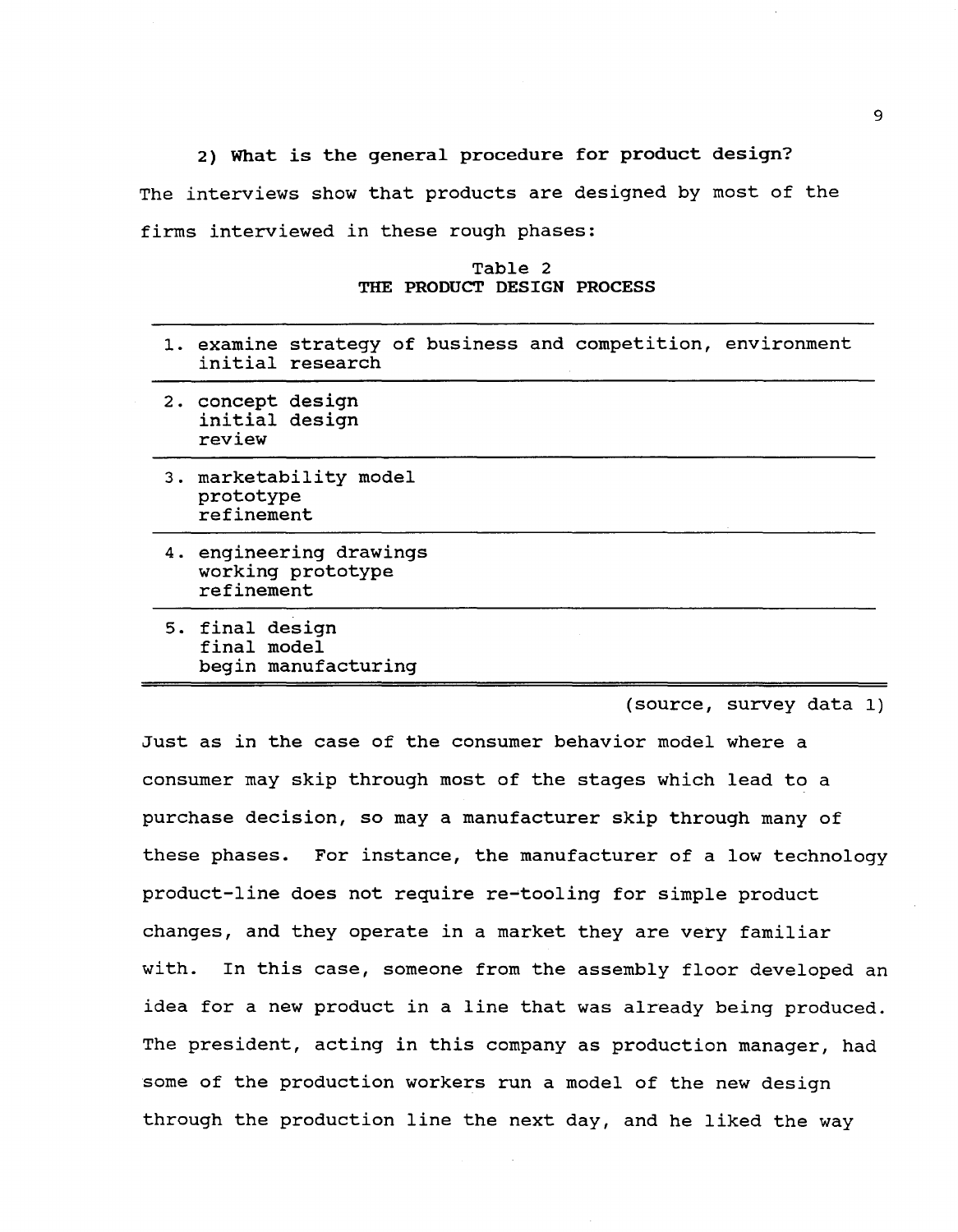**2) What is the general procedure for product design?**

The interviews show that products are designed by most of the firms interviewed in these rough phases:

Table 2
**THE PRODUCT DESIGN PROCESS**

| |
|---|
| 1. examine strategy of business and competition, environment<br>initial research |
| 2. concept design<br>initial design<br>review |
| 3. marketability model<br>prototype<br>refinement |
| 4. engineering drawings<br>working prototype<br>refinement |
| 5. final design<br>final model<br>begin manufacturing |

(source, survey data 1)

Just as in the case of the consumer behavior model where a consumer may skip through most of the stages which lead to a purchase decision, so may a manufacturer skip through many of these phases. For instance, the manufacturer of a low technology product-line does not require re-tooling for simple product changes, and they operate in a market they are very familiar with. In this case, someone from the assembly floor developed an idea for a new product in a line that was already being produced. The president, acting in this company as production manager, had some of the production workers run a model of the new design through the production line the next day, and he liked the way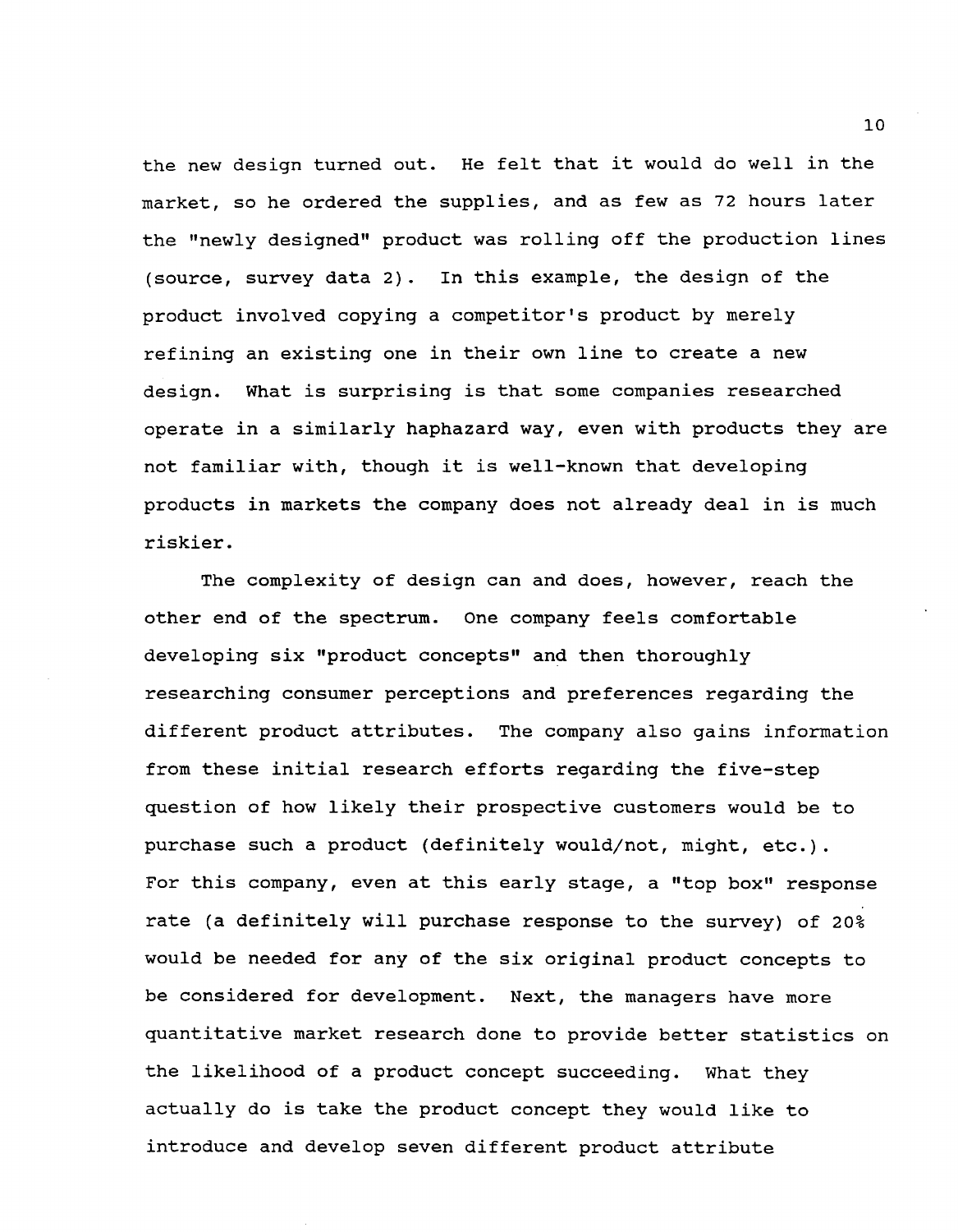the new design turned out. He felt that it would do well in the market, so he ordered the supplies, and as few as 72 hours later the "newly designed" product was rolling off the production lines (source, survey data 2). In this example, the design of the product involved copying a competitor's product by merely refining an existing one in their own line to create a new design. What is surprising is that some companies researched operate in a similarly haphazard way, even with products they are not familiar with, though it is well-known that developing products in markets the company does not already deal in is much riskier.

The complexity of design can and does, however, reach the other end of the spectrum. One company feels comfortable developing six "product concepts" and then thoroughly researching consumer perceptions and preferences regarding the different product attributes. The company also gains information from these initial research efforts regarding the five-step question of how likely their prospective customers would be to purchase such a product (definitely would/not, might, etc.). For this company, even at this early stage, a "top box" response rate (a definitely will purchase response to the survey) of 20% would be needed for any of the six original product concepts to be considered for development. Next, the managers have more quantitative market research done to provide better statistics on the likelihood of a product concept succeeding. What they actually do is take the product concept they would like to introduce and develop seven different product attribute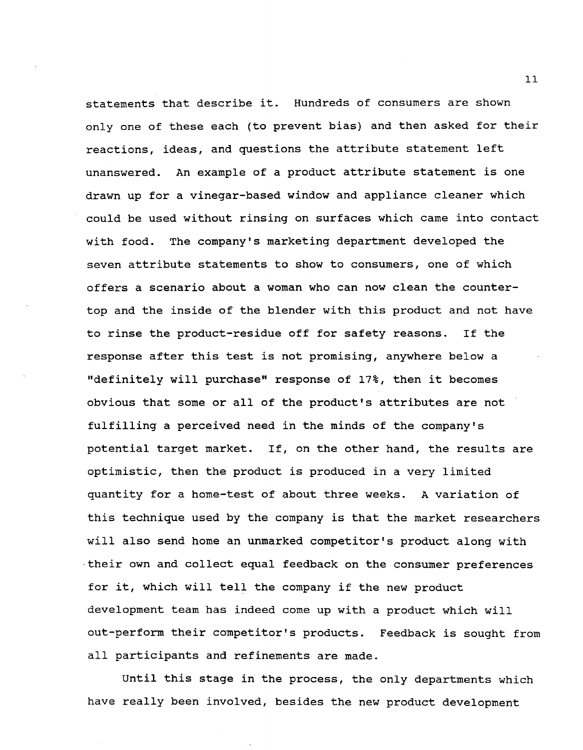statements that describe it. Hundreds of consumers are shown only one of these each (to prevent bias) and then asked for their reactions, ideas, and questions the attribute statement left unanswered. An example of a product attribute statement is one drawn up for a vinegar-based window and appliance cleaner which could be used without rinsing on surfaces which came into contact with food. The company's marketing department developed the seven attribute statements to show to consumers, one of which offers a scenario about a woman who can now clean the counter-top and the inside of the blender with this product and not have to rinse the product-residue off for safety reasons. If the response after this test is not promising, anywhere below a "definitely will purchase" response of 17%, then it becomes obvious that some or all of the product's attributes are not fulfilling a perceived need in the minds of the company's potential target market. If, on the other hand, the results are optimistic, then the product is produced in a very limited quantity for a home-test of about three weeks. A variation of this technique used by the company is that the market researchers will also send home an unmarked competitor's product along with their own and collect equal feedback on the consumer preferences for it, which will tell the company if the new product development team has indeed come up with a product which will out-perform their competitor's products. Feedback is sought from all participants and refinements are made.

Until this stage in the process, the only departments which have really been involved, besides the new product development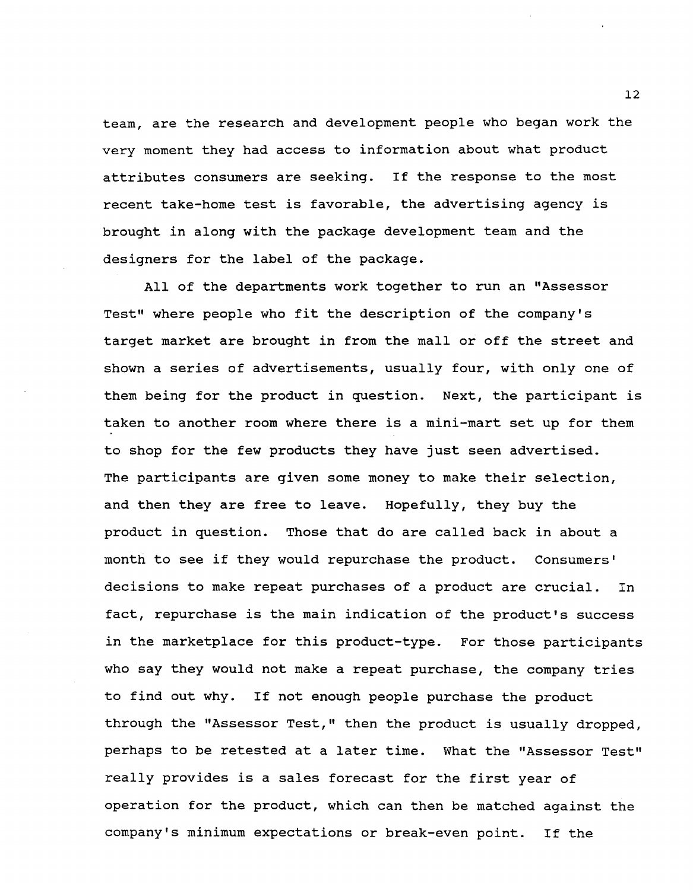team, are the research and development people who began work the very moment they had access to information about what product attributes consumers are seeking. If the response to the most recent take-home test is favorable, the advertising agency is brought in along with the package development team and the designers for the label of the package.

All of the departments work together to run an "Assessor Test" where people who fit the description of the company's target market are brought in from the mall or off the street and shown a series of advertisements, usually four, with only one of them being for the product in question. Next, the participant is taken to another room where there is a mini-mart set up for them to shop for the few products they have just seen advertised. The participants are given some money to make their selection, and then they are free to leave. Hopefully, they buy the product in question. Those that do are called back in about a month to see if they would repurchase the product. Consumers' decisions to make repeat purchases of a product are crucial. In fact, repurchase is the main indication of the product's success in the marketplace for this product-type. For those participants who say they would not make a repeat purchase, the company tries to find out why. If not enough people purchase the product through the "Assessor Test," then the product is usually dropped, perhaps to be retested at a later time. What the "Assessor Test" really provides is a sales forecast for the first year of operation for the product, which can then be matched against the company's minimum expectations or break-even point. If the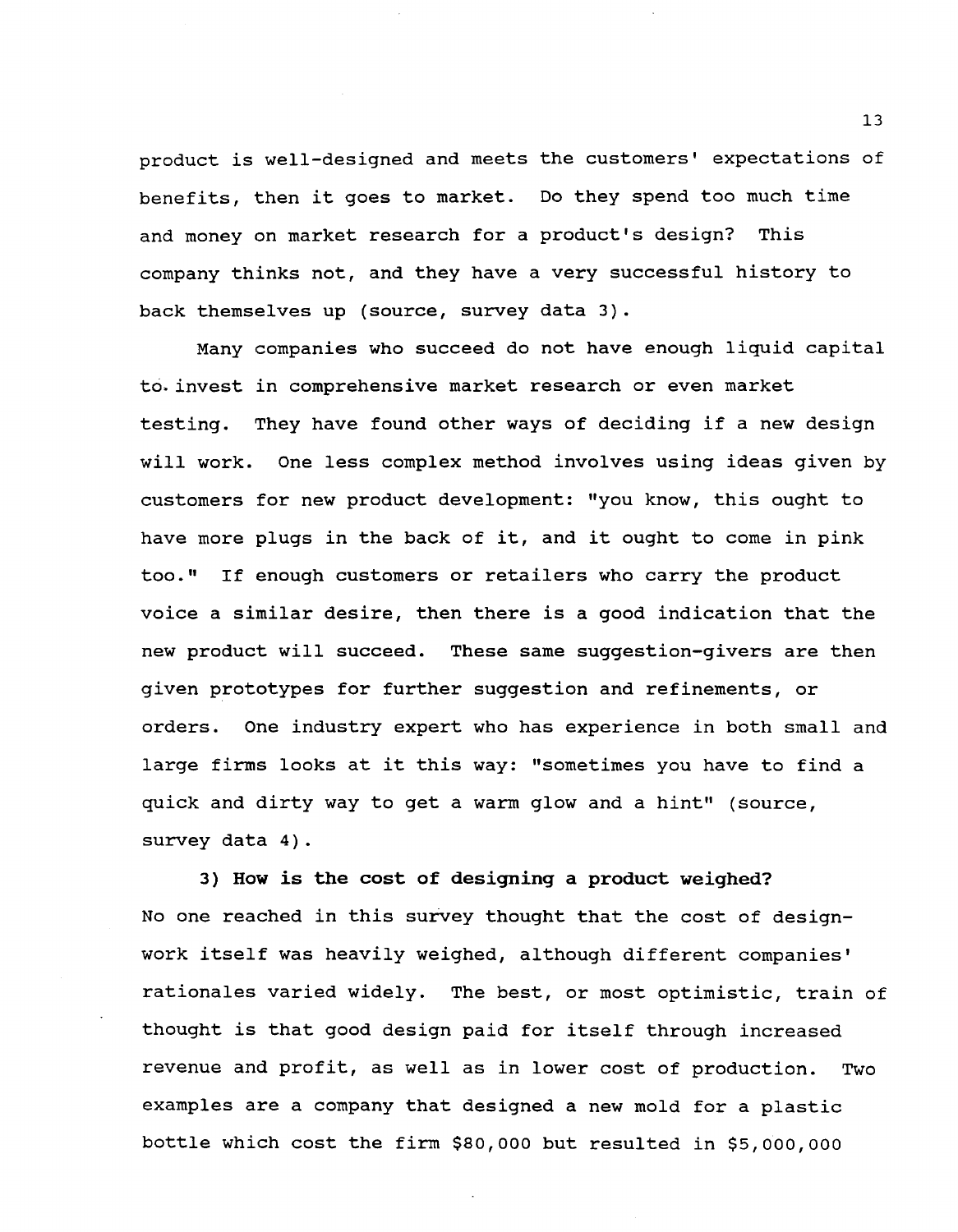product is well-designed and meets the customers' expectations of benefits, then it goes to market. Do they spend too much time and money on market research for a product's design? This company thinks not, and they have a very successful history to back themselves up (source, survey data 3).

Many companies who succeed do not have enough liquid capital to invest in comprehensive market research or even market testing. They have found other ways of deciding if a new design will work. One less complex method involves using ideas given by customers for new product development: "you know, this ought to have more plugs in the back of it, and it ought to come in pink too." If enough customers or retailers who carry the product voice a similar desire, then there is a good indication that the new product will succeed. These same suggestion-givers are then given prototypes for further suggestion and refinements, or orders. One industry expert who has experience in both small and large firms looks at it this way: "sometimes you have to find a quick and dirty way to get a warm glow and a hint" (source, survey data 4).

**3) How is the cost of designing a product weighed?**

No one reached in this survey thought that the cost of design-work itself was heavily weighed, although different companies' rationales varied widely. The best, or most optimistic, train of thought is that good design paid for itself through increased revenue and profit, as well as in lower cost of production. Two examples are a company that designed a new mold for a plastic bottle which cost the firm $80,000 but resulted in $5,000,000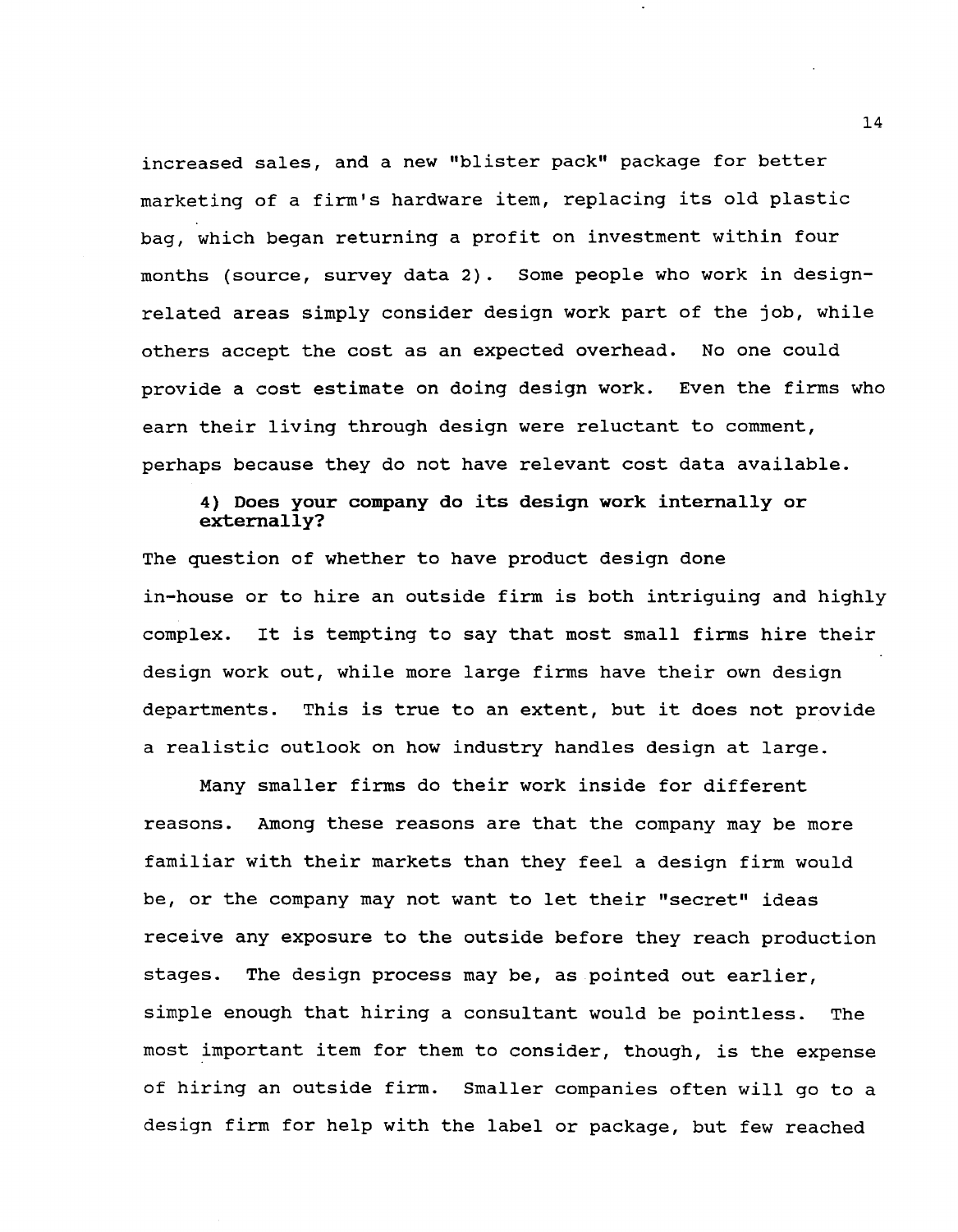increased sales, and a new "blister pack" package for better marketing of a firm's hardware item, replacing its old plastic bag, which began returning a profit on investment within four months (source, survey data 2). Some people who work in design-related areas simply consider design work part of the job, while others accept the cost as an expected overhead. No one could provide a cost estimate on doing design work. Even the firms who earn their living through design were reluctant to comment, perhaps because they do not have relevant cost data available.

**4) Does your company do its design work internally or externally?**

The question of whether to have product design done in-house or to hire an outside firm is both intriguing and highly complex. It is tempting to say that most small firms hire their design work out, while more large firms have their own design departments. This is true to an extent, but it does not provide a realistic outlook on how industry handles design at large.

Many smaller firms do their work inside for different reasons. Among these reasons are that the company may be more familiar with their markets than they feel a design firm would be, or the company may not want to let their "secret" ideas receive any exposure to the outside before they reach production stages. The design process may be, as pointed out earlier, simple enough that hiring a consultant would be pointless. The most important item for them to consider, though, is the expense of hiring an outside firm. Smaller companies often will go to a design firm for help with the label or package, but few reached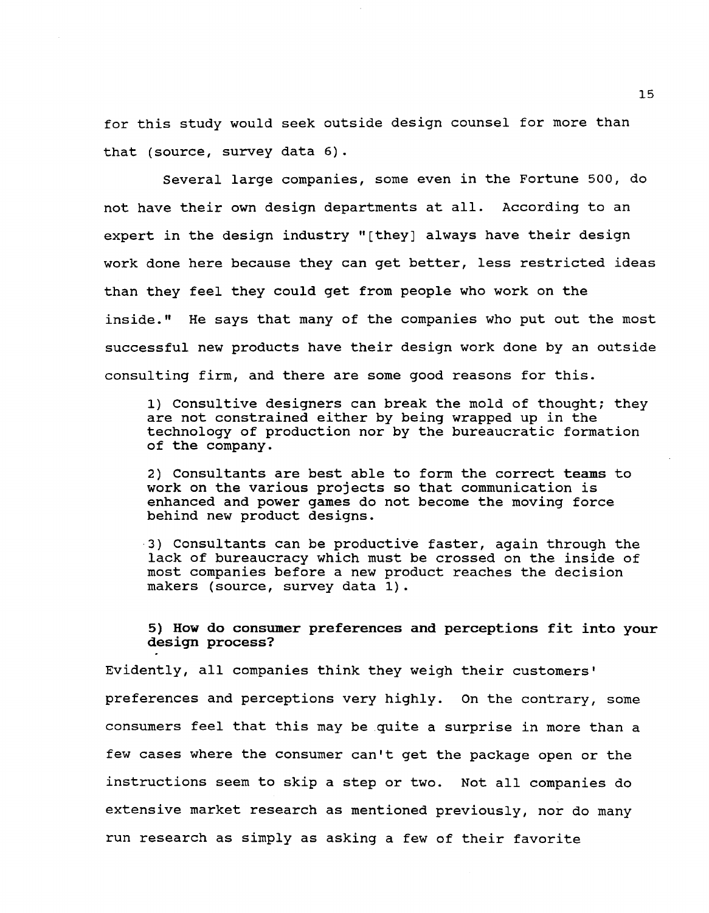for this study would seek outside design counsel for more than that (source, survey data 6).

Several large companies, some even in the Fortune 500, do not have their own design departments at all. According to an expert in the design industry "[they] always have their design work done here because they can get better, less restricted ideas than they feel they could get from people who work on the inside." He says that many of the companies who put out the most successful new products have their design work done by an outside consulting firm, and there are some good reasons for this.

> 1) Consultive designers can break the mold of thought; they are not constrained either by being wrapped up in the technology of production nor by the bureaucratic formation of the company.
>
> 2) Consultants are best able to form the correct teams to work on the various projects so that communication is enhanced and power games do not become the moving force behind new product designs.
>
> 3) Consultants can be productive faster, again through the lack of bureaucracy which must be crossed on the inside of most companies before a new product reaches the decision makers (source, survey data 1).

**5) How do consumer preferences and perceptions fit into your design process?**

Evidently, all companies think they weigh their customers' preferences and perceptions very highly. On the contrary, some consumers feel that this may be quite a surprise in more than a few cases where the consumer can't get the package open or the instructions seem to skip a step or two. Not all companies do extensive market research as mentioned previously, nor do many run research as simply as asking a few of their favorite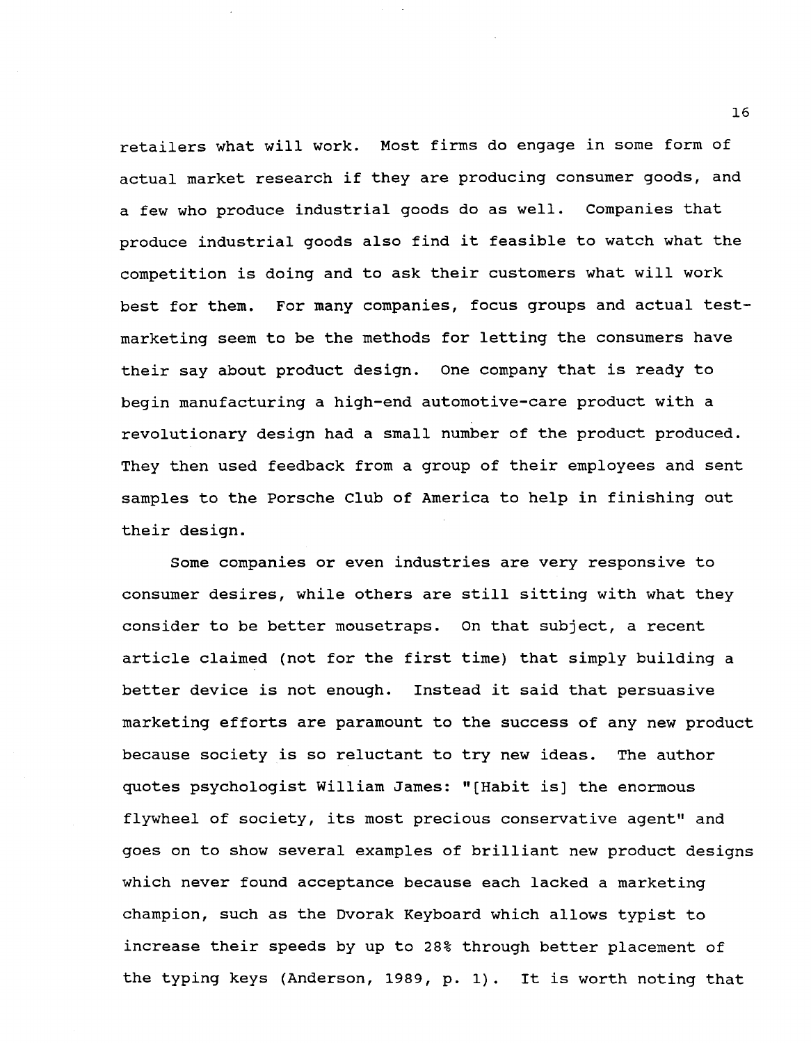retailers what will work. Most firms do engage in some form of actual market research if they are producing consumer goods, and a few who produce industrial goods do as well. Companies that produce industrial goods also find it feasible to watch what the competition is doing and to ask their customers what will work best for them. For many companies, focus groups and actual test-marketing seem to be the methods for letting the consumers have their say about product design. One company that is ready to begin manufacturing a high-end automotive-care product with a revolutionary design had a small number of the product produced. They then used feedback from a group of their employees and sent samples to the Porsche Club of America to help in finishing out their design.

Some companies or even industries are very responsive to consumer desires, while others are still sitting with what they consider to be better mousetraps. On that subject, a recent article claimed (not for the first time) that simply building a better device is not enough. Instead it said that persuasive marketing efforts are paramount to the success of any new product because society is so reluctant to try new ideas. The author quotes psychologist William James: "[Habit is] the enormous flywheel of society, its most precious conservative agent" and goes on to show several examples of brilliant new product designs which never found acceptance because each lacked a marketing champion, such as the Dvorak Keyboard which allows typist to increase their speeds by up to 28% through better placement of the typing keys (Anderson, 1989, p. 1). It is worth noting that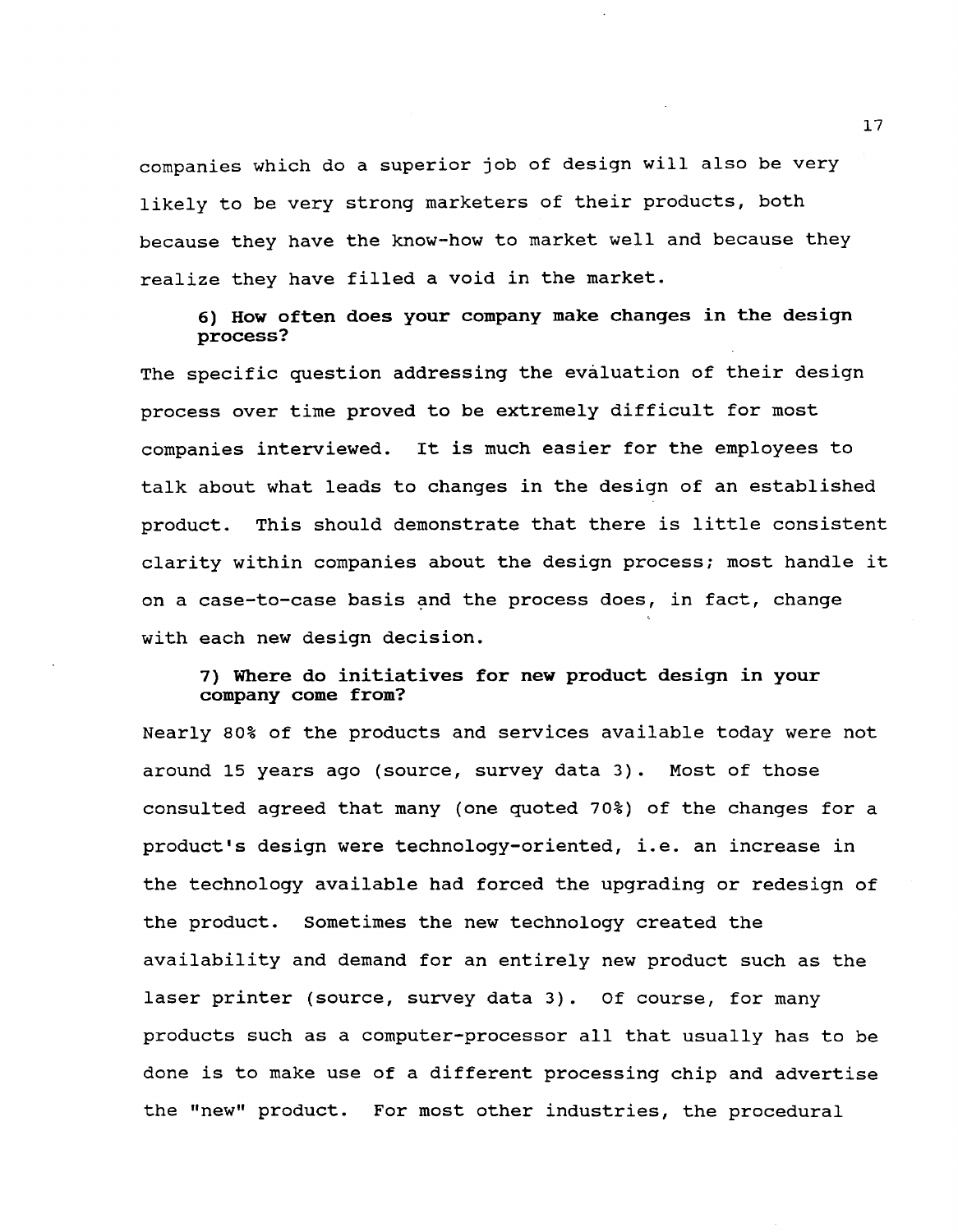companies which do a superior job of design will also be very likely to be very strong marketers of their products, both because they have the know-how to market well and because they realize they have filled a void in the market.

**6) How often does your company make changes in the design process?**

The specific question addressing the evaluation of their design process over time proved to be extremely difficult for most companies interviewed. It is much easier for the employees to talk about what leads to changes in the design of an established product. This should demonstrate that there is little consistent clarity within companies about the design process; most handle it on a case-to-case basis and the process does, in fact, change with each new design decision.

**7) Where do initiatives for new product design in your company come from?**

Nearly 80% of the products and services available today were not around 15 years ago (source, survey data 3). Most of those consulted agreed that many (one quoted 70%) of the changes for a product's design were technology-oriented, i.e. an increase in the technology available had forced the upgrading or redesign of the product. Sometimes the new technology created the availability and demand for an entirely new product such as the laser printer (source, survey data 3). Of course, for many products such as a computer-processor all that usually has to be done is to make use of a different processing chip and advertise the "new" product. For most other industries, the procedural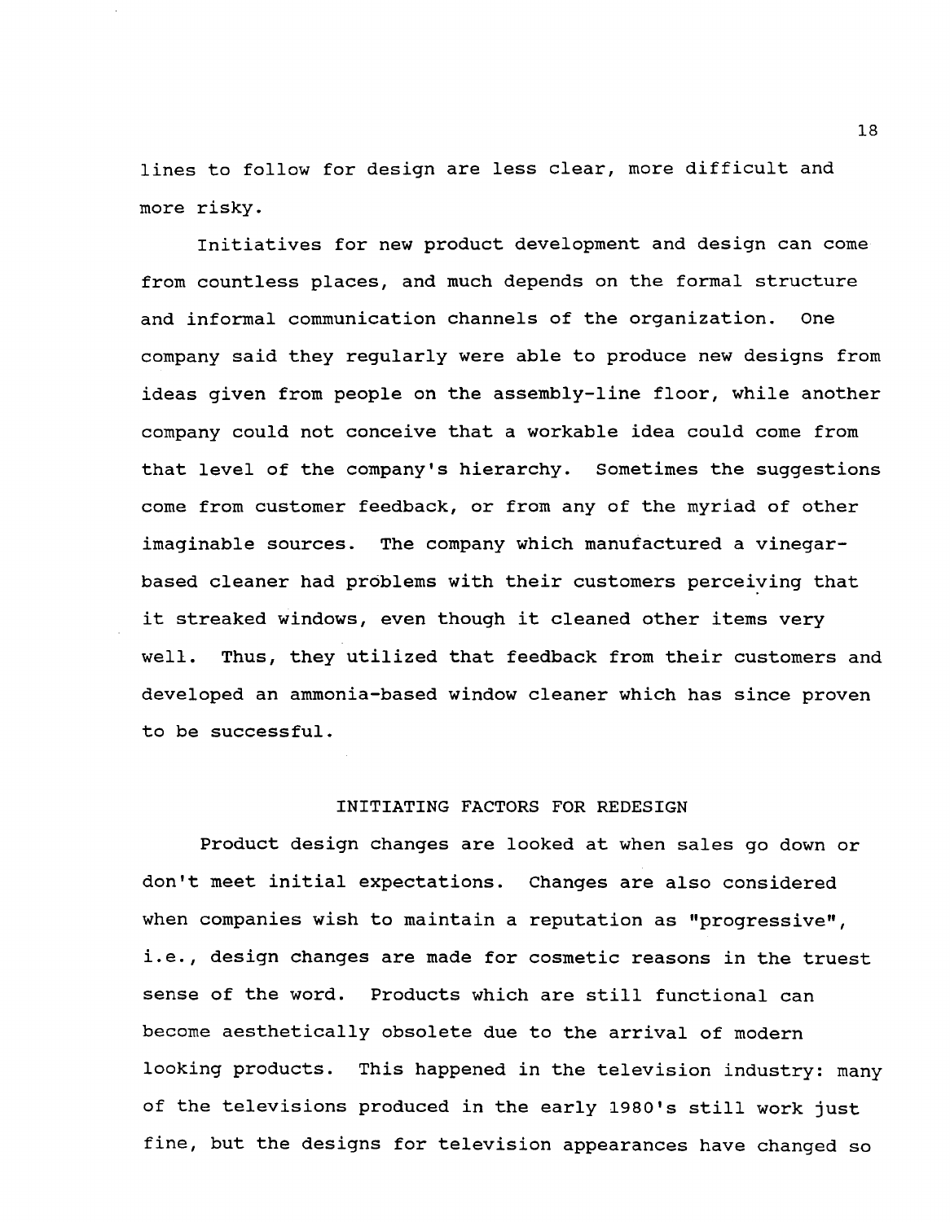lines to follow for design are less clear, more difficult and more risky.

Initiatives for new product development and design can come from countless places, and much depends on the formal structure and informal communication channels of the organization. One company said they regularly were able to produce new designs from ideas given from people on the assembly-line floor, while another company could not conceive that a workable idea could come from that level of the company's hierarchy. Sometimes the suggestions come from customer feedback, or from any of the myriad of other imaginable sources. The company which manufactured a vinegar-based cleaner had problems with their customers perceiving that it streaked windows, even though it cleaned other items very well. Thus, they utilized that feedback from their customers and developed an ammonia-based window cleaner which has since proven to be successful.

## INITIATING FACTORS FOR REDESIGN

Product design changes are looked at when sales go down or don't meet initial expectations. Changes are also considered when companies wish to maintain a reputation as "progressive", i.e., design changes are made for cosmetic reasons in the truest sense of the word. Products which are still functional can become aesthetically obsolete due to the arrival of modern looking products. This happened in the television industry: many of the televisions produced in the early 1980's still work just fine, but the designs for television appearances have changed so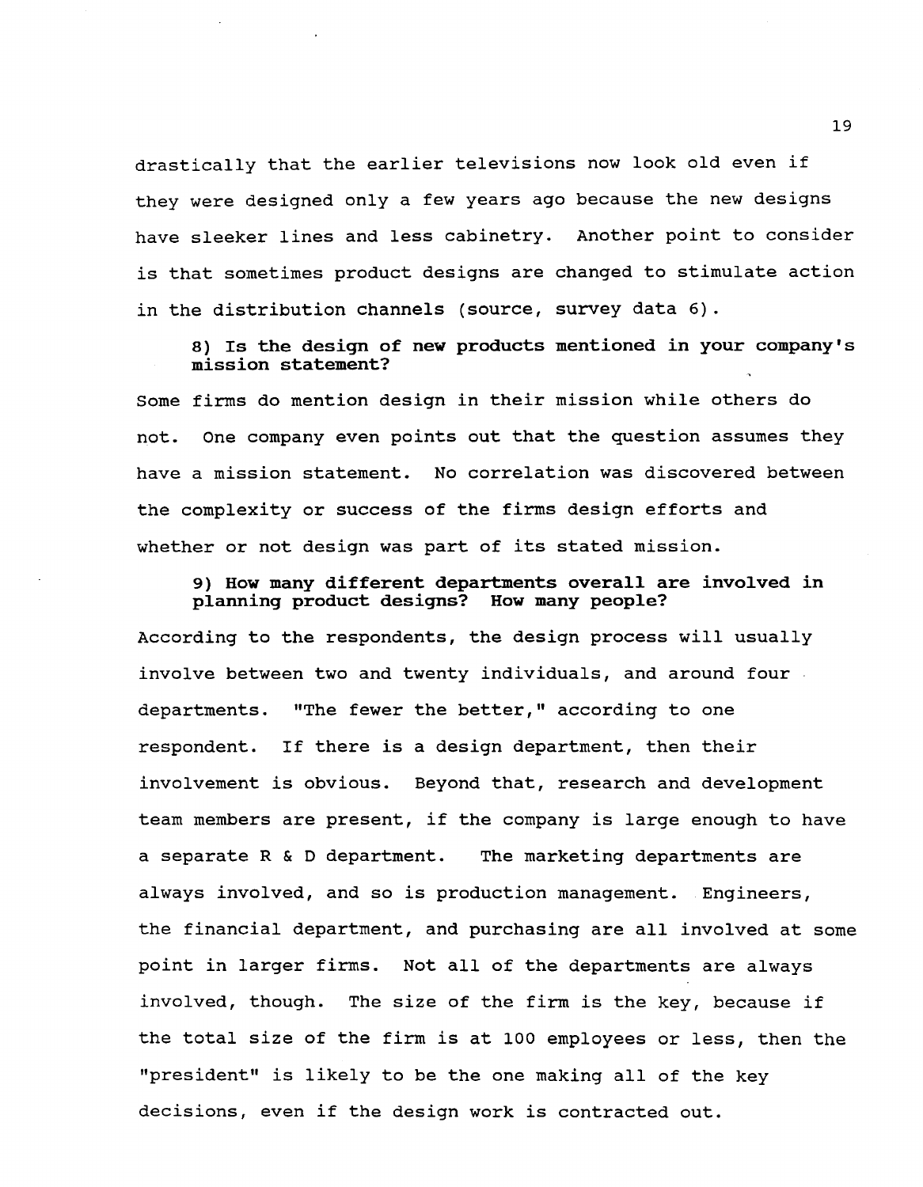drastically that the earlier televisions now look old even if they were designed only a few years ago because the new designs have sleeker lines and less cabinetry. Another point to consider is that sometimes product designs are changed to stimulate action in the distribution channels (source, survey data 6).

**8) Is the design of new products mentioned in your company's mission statement?**

Some firms do mention design in their mission while others do not. One company even points out that the question assumes they have a mission statement. No correlation was discovered between the complexity or success of the firms design efforts and whether or not design was part of its stated mission.

**9) How many different departments overall are involved in planning product designs? How many people?**

According to the respondents, the design process will usually involve between two and twenty individuals, and around four departments. "The fewer the better," according to one respondent. If there is a design department, then their involvement is obvious. Beyond that, research and development team members are present, if the company is large enough to have a separate R & D department. The marketing departments are always involved, and so is production management. Engineers, the financial department, and purchasing are all involved at some point in larger firms. Not all of the departments are always involved, though. The size of the firm is the key, because if the total size of the firm is at 100 employees or less, then the "president" is likely to be the one making all of the key decisions, even if the design work is contracted out.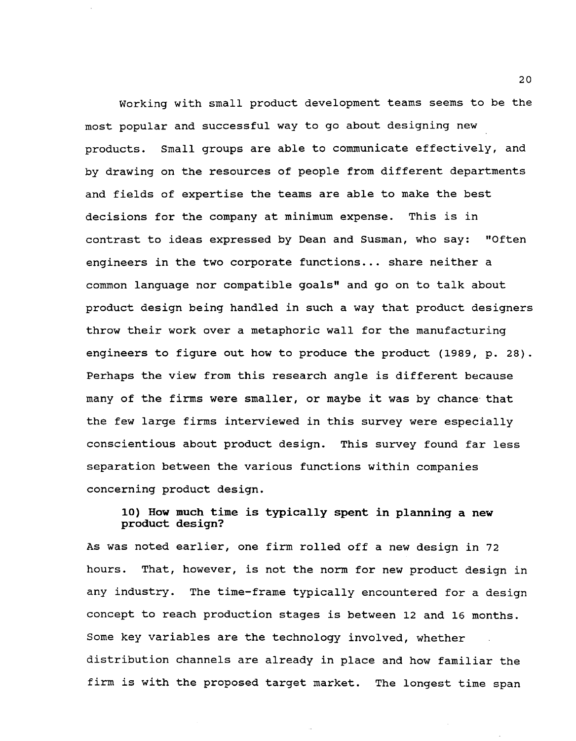Working with small product development teams seems to be the most popular and successful way to go about designing new products. Small groups are able to communicate effectively, and by drawing on the resources of people from different departments and fields of expertise the teams are able to make the best decisions for the company at minimum expense. This is in contrast to ideas expressed by Dean and Susman, who say: "Often engineers in the two corporate functions... share neither a common language nor compatible goals" and go on to talk about product design being handled in such a way that product designers throw their work over a metaphoric wall for the manufacturing engineers to figure out how to produce the product (1989, p. 28). Perhaps the view from this research angle is different because many of the firms were smaller, or maybe it was by chance that the few large firms interviewed in this survey were especially conscientious about product design. This survey found far less separation between the various functions within companies concerning product design.

**10) How much time is typically spent in planning a new product design?**

As was noted earlier, one firm rolled off a new design in 72 hours. That, however, is not the norm for new product design in any industry. The time-frame typically encountered for a design concept to reach production stages is between 12 and 16 months. Some key variables are the technology involved, whether distribution channels are already in place and how familiar the firm is with the proposed target market. The longest time span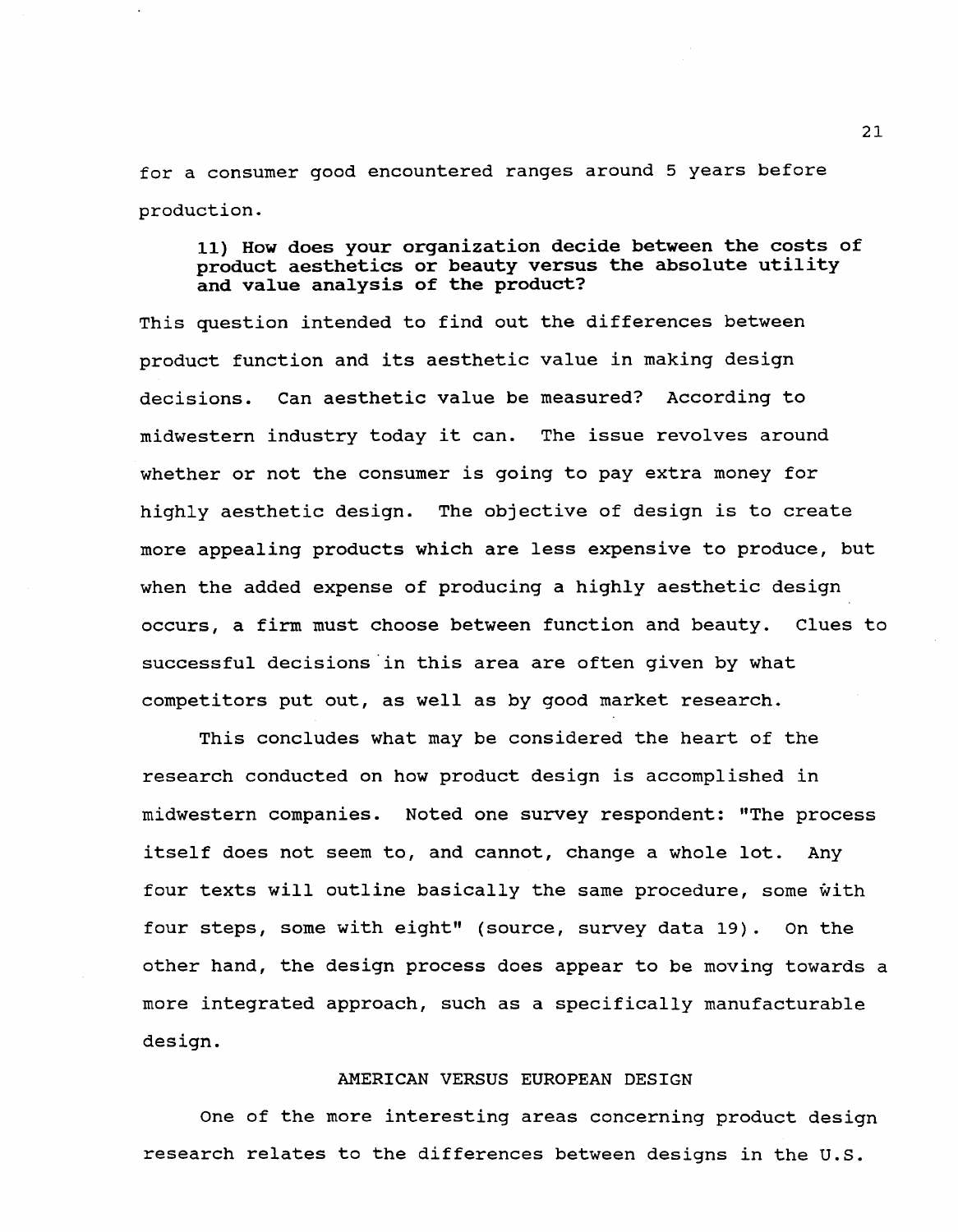for a consumer good encountered ranges around 5 years before production.

**11) How does your organization decide between the costs of product aesthetics or beauty versus the absolute utility and value analysis of the product?**

This question intended to find out the differences between product function and its aesthetic value in making design decisions. Can aesthetic value be measured? According to midwestern industry today it can. The issue revolves around whether or not the consumer is going to pay extra money for highly aesthetic design. The objective of design is to create more appealing products which are less expensive to produce, but when the added expense of producing a highly aesthetic design occurs, a firm must choose between function and beauty. Clues to successful decisions in this area are often given by what competitors put out, as well as by good market research.

This concludes what may be considered the heart of the research conducted on how product design is accomplished in midwestern companies. Noted one survey respondent: "The process itself does not seem to, and cannot, change a whole lot. Any four texts will outline basically the same procedure, some with four steps, some with eight" (source, survey data 19). On the other hand, the design process does appear to be moving towards a more integrated approach, such as a specifically manufacturable design.

## AMERICAN VERSUS EUROPEAN DESIGN

One of the more interesting areas concerning product design research relates to the differences between designs in the U.S.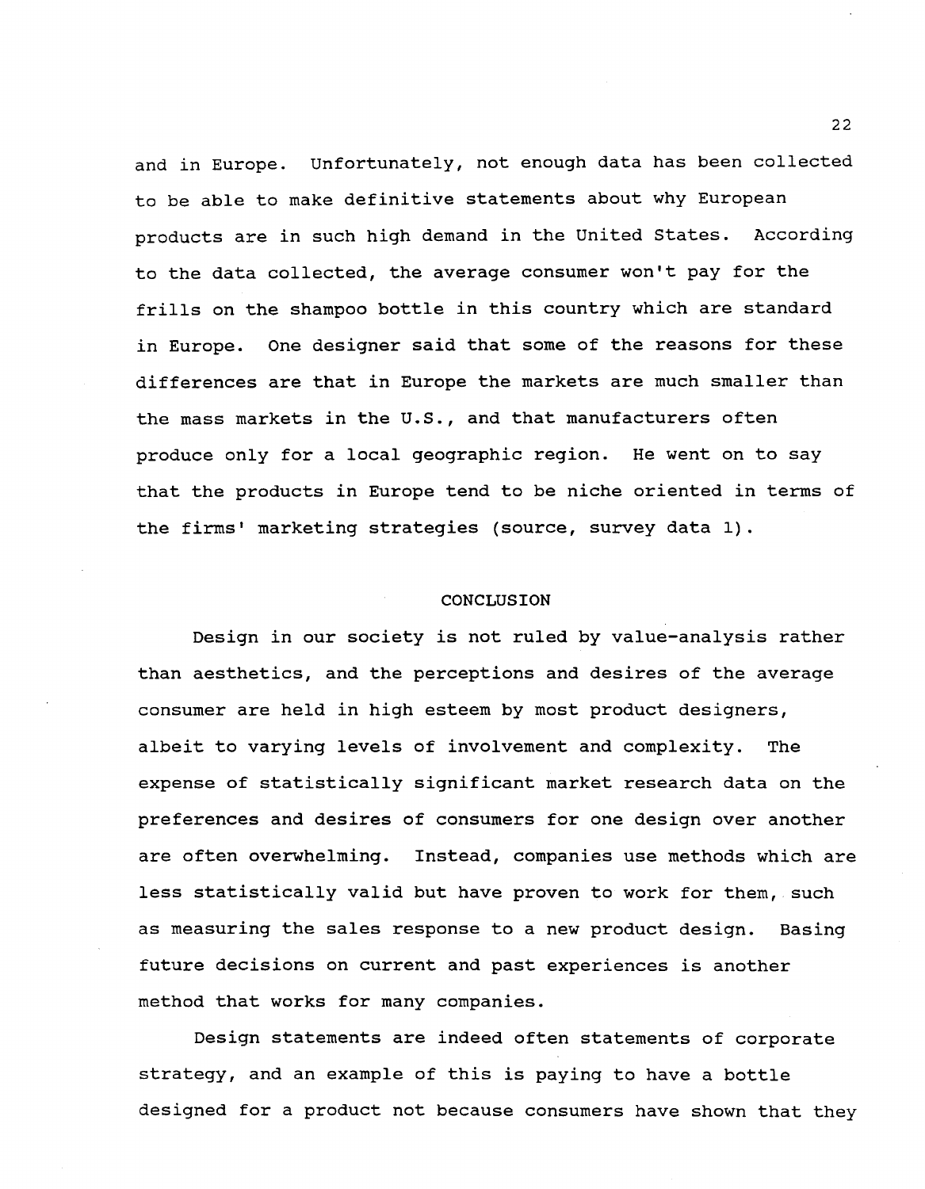and in Europe. Unfortunately, not enough data has been collected to be able to make definitive statements about why European products are in such high demand in the United States. According to the data collected, the average consumer won't pay for the frills on the shampoo bottle in this country which are standard in Europe. One designer said that some of the reasons for these differences are that in Europe the markets are much smaller than the mass markets in the U.S., and that manufacturers often produce only for a local geographic region. He went on to say that the products in Europe tend to be niche oriented in terms of the firms' marketing strategies (source, survey data 1).

## CONCLUSION

Design in our society is not ruled by value-analysis rather than aesthetics, and the perceptions and desires of the average consumer are held in high esteem by most product designers, albeit to varying levels of involvement and complexity. The expense of statistically significant market research data on the preferences and desires of consumers for one design over another are often overwhelming. Instead, companies use methods which are less statistically valid but have proven to work for them, such as measuring the sales response to a new product design. Basing future decisions on current and past experiences is another method that works for many companies.

Design statements are indeed often statements of corporate strategy, and an example of this is paying to have a bottle designed for a product not because consumers have shown that they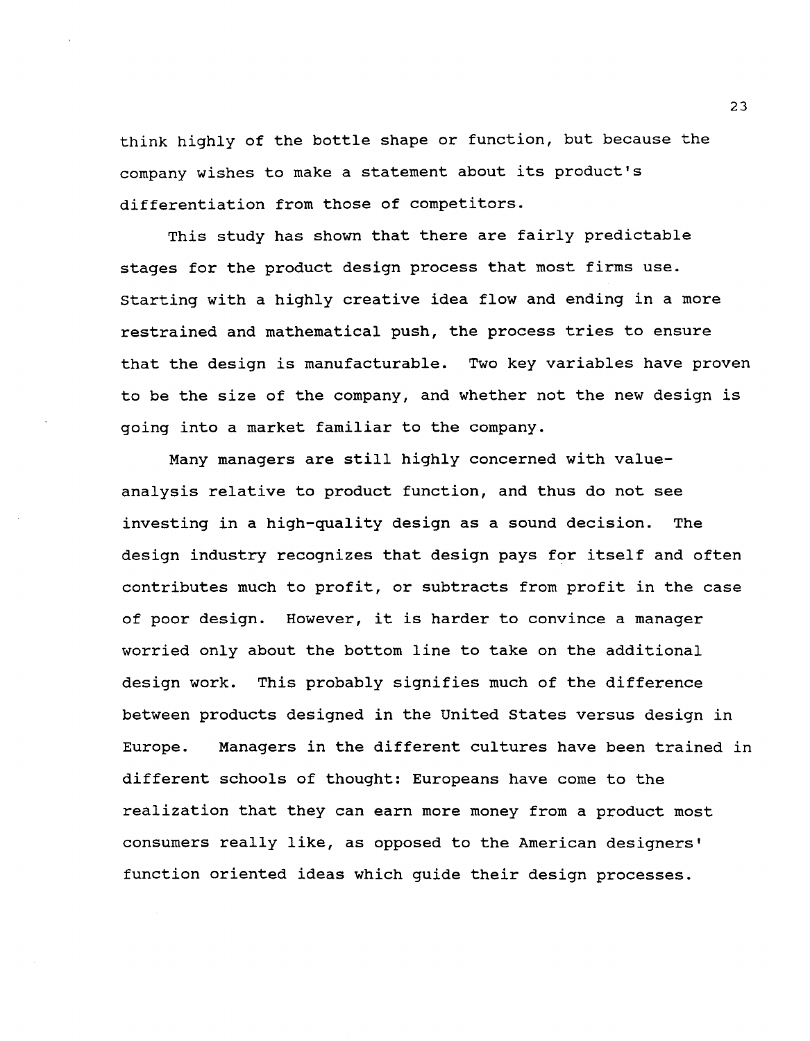think highly of the bottle shape or function, but because the company wishes to make a statement about its product's differentiation from those of competitors.

This study has shown that there are fairly predictable stages for the product design process that most firms use. Starting with a highly creative idea flow and ending in a more restrained and mathematical push, the process tries to ensure that the design is manufacturable. Two key variables have proven to be the size of the company, and whether not the new design is going into a market familiar to the company.

Many managers are still highly concerned with value-analysis relative to product function, and thus do not see investing in a high-quality design as a sound decision. The design industry recognizes that design pays for itself and often contributes much to profit, or subtracts from profit in the case of poor design. However, it is harder to convince a manager worried only about the bottom line to take on the additional design work. This probably signifies much of the difference between products designed in the United States versus design in Europe. Managers in the different cultures have been trained in different schools of thought: Europeans have come to the realization that they can earn more money from a product most consumers really like, as opposed to the American designers' function oriented ideas which guide their design processes.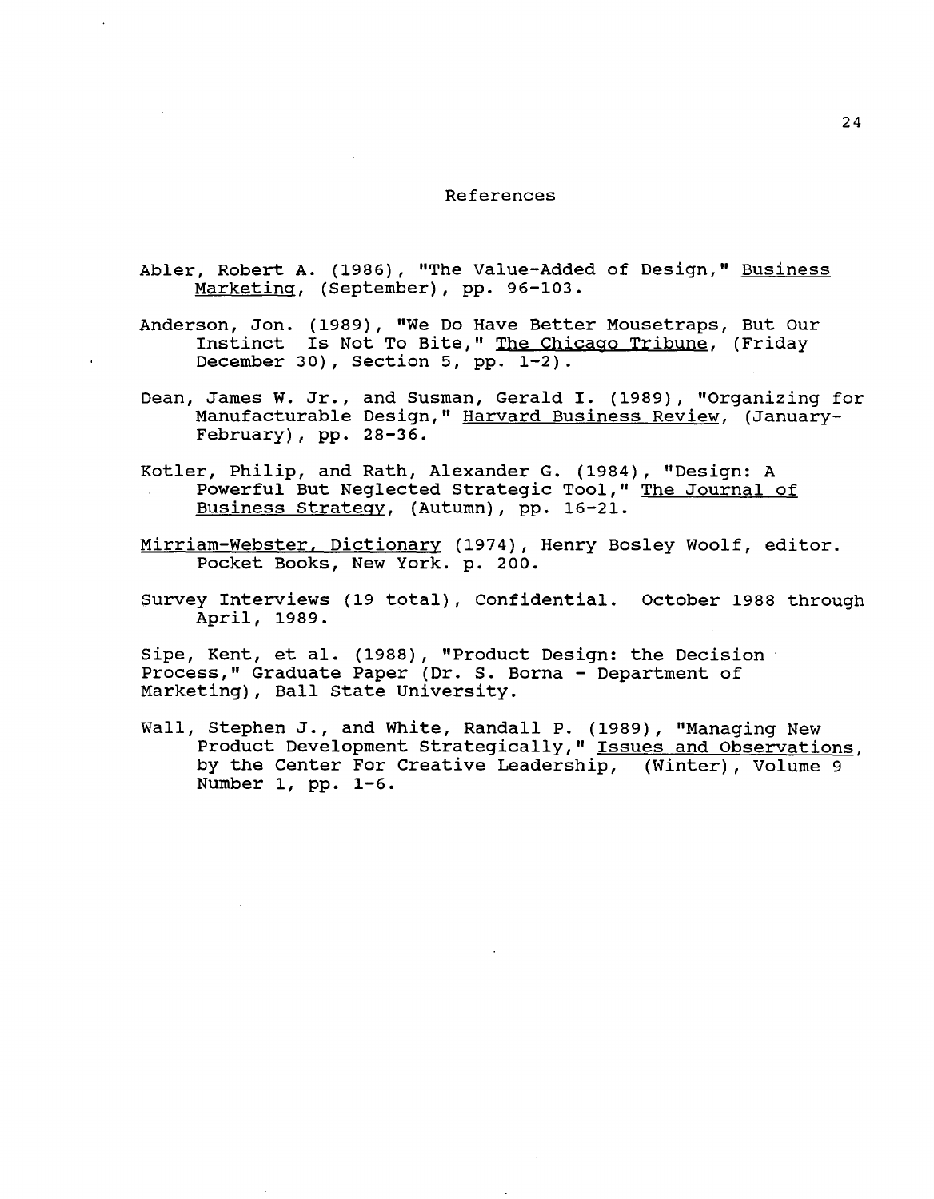# References

Abler, Robert A. (1986), "The Value-Added of Design," Business Marketing, (September), pp. 96-103.

Anderson, Jon. (1989), "We Do Have Better Mousetraps, But Our Instinct Is Not To Bite," The Chicago Tribune, (Friday December 30), Section 5, pp. 1-2).

Dean, James W. Jr., and Susman, Gerald I. (1989), "Organizing for Manufacturable Design," Harvard Business Review, (January-February), pp. 28-36.

Kotler, Philip, and Rath, Alexander G. (1984), "Design: A Powerful But Neglected Strategic Tool," The Journal of Business Strategy, (Autumn), pp. 16-21.

Mirriam-Webster, Dictionary (1974), Henry Bosley Woolf, editor. Pocket Books, New York. p. 200.

Survey Interviews (19 total), Confidential. October 1988 through April, 1989.

Sipe, Kent, et al. (1988), "Product Design: the Decision Process," Graduate Paper (Dr. S. Borna - Department of Marketing), Ball State University.

Wall, Stephen J., and White, Randall P. (1989), "Managing New Product Development Strategically," Issues and Observations, by the Center For Creative Leadership, (Winter), Volume 9 Number 1, pp. 1-6.